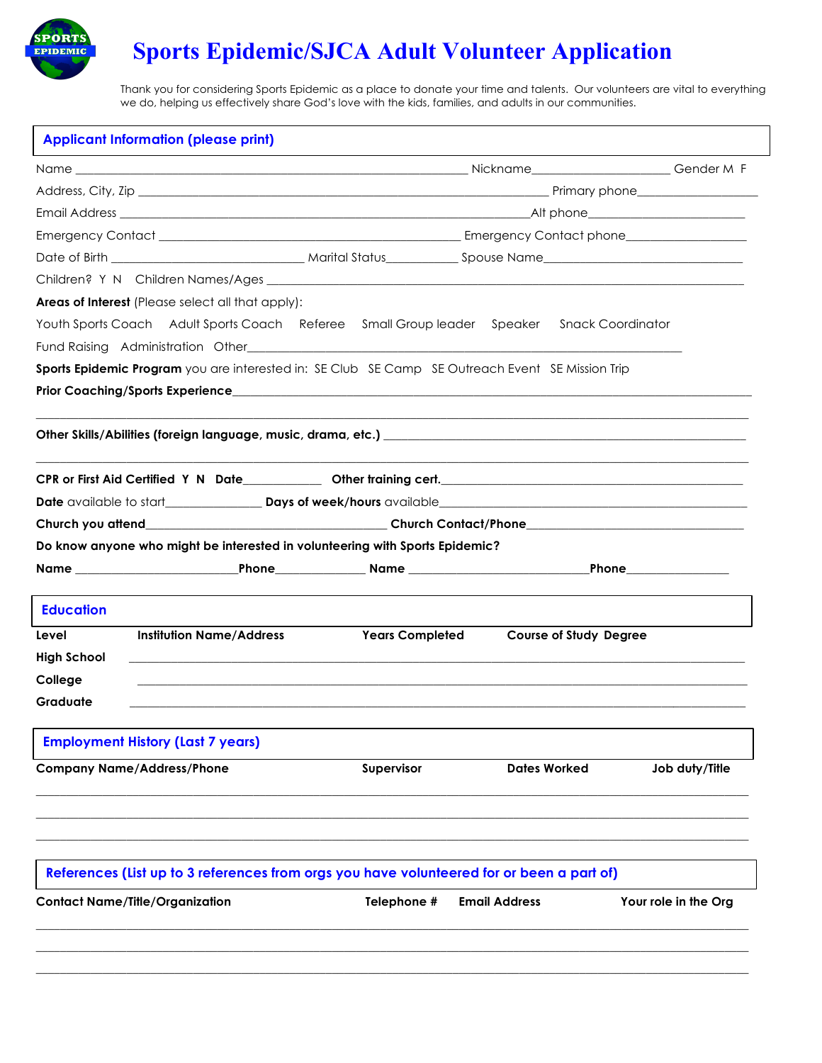# Sports Epidemic/SJCA Adult Volunteer Application

Thank you for considering Sports Epidemic as a place to donate your time and talents. Our volunteers are vital to everything we do, helping us effectively share God's love with the kids, families, and adults in our communities.

## Applicant Information (please print)

Name ______________________________________________ Nickname__________________ Gender M F

Address, City, Zip ______________________________________________ Primary phone________________

Email Address ______________________________________________Alt phone____________________

Emergency Contact ______________________________________ Emergency Contact phone________________

Date of Birth __________________________ Marital Status__________ Spouse Name____________________________

Children? Y N Children Names/Ages ______________________________________________________________

**Areas of Interest** (Please select all that apply):

Youth Sports Coach   Adult Sports Coach   Referee   Small Group leader   Speaker   Snack Coordinator

Fund Raising   Administration   Other________________________________________________________

**Sports Epidemic Program** you are interested in: SE Club   SE Camp   SE Outreach Event   SE Mission Trip

**Prior Coaching/Sports Experience**______________________________________________________________

________________________________________________________________________________________

**Other Skills/Abilities (foreign language, music, drama, etc.)** ________________________________________

________________________________________________________________________________________

**CPR or First Aid Certified Y N Date**____________ **Other training cert.**__________________________________

**Date** available to start______________ **Days of week/hours** available_____________________________________

**Church you attend**________________________________ **Church Contact/Phone**_____________________________

**Do know anyone who might be interested in volunteering with Sports Epidemic?**

**Name** ______________________**Phone**______________ **Name** ________________________**Phone**______________

## Education

| Level | Institution Name/Address | Years Completed | Course of Study Degree |
|---|---|---|---|
| High School | | | |
| College | | | |
| Graduate | | | |

## Employment History (Last 7 years)

| Company Name/Address/Phone | Supervisor | Dates Worked | Job duty/Title |
|---|---|---|---|
| | | | |
| | | | |
| | | | |

## References (List up to 3 references from orgs you have volunteered for or been a part of)

| Contact Name/Title/Organization | Telephone # | Email Address | Your role in the Org |
|---|---|---|---|
| | | | |
| | | | |
| | | | |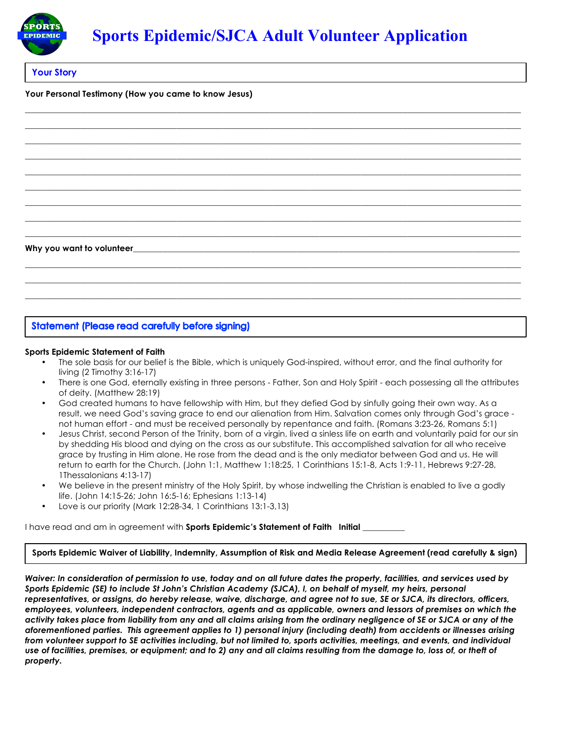# Sports Epidemic/SJCA Adult Volunteer Application

## Your Story

**Your Personal Testimony (How you came to know Jesus)**

______________________________________________________________________________________________

______________________________________________________________________________________________

______________________________________________________________________________________________

______________________________________________________________________________________________

______________________________________________________________________________________________

______________________________________________________________________________________________

______________________________________________________________________________________________

______________________________________________________________________________________________

______________________________________________________________________________________________

**Why you want to volunteer**________________________________________________________________________

______________________________________________________________________________________________

______________________________________________________________________________________________

______________________________________________________________________________________________

## Statement (Please read carefully before signing)

**Sports Epidemic Statement of Faith**

- The sole basis for our belief is the Bible, which is uniquely God-inspired, without error, and the final authority for living (2 Timothy 3:16-17)
- There is one God, eternally existing in three persons - Father, Son and Holy Spirit - each possessing all the attributes of deity. (Matthew 28:19)
- God created humans to have fellowship with Him, but they defied God by sinfully going their own way. As a result, we need God's saving grace to end our alienation from Him. Salvation comes only through God's grace - not human effort - and must be received personally by repentance and faith. (Romans 3:23-26, Romans 5:1)
- Jesus Christ, second Person of the Trinity, born of a virgin, lived a sinless life on earth and voluntarily paid for our sin by shedding His blood and dying on the cross as our substitute. This accomplished salvation for all who receive grace by trusting in Him alone. He rose from the dead and is the only mediator between God and us. He will return to earth for the Church. (John 1:1, Matthew 1:18:25, 1 Corinthians 15:1-8, Acts 1:9-11, Hebrews 9:27-28, 1Thessalonians 4:13-17)
- We believe in the present ministry of the Holy Spirit, by whose indwelling the Christian is enabled to live a godly life. (John 14:15-26; John 16:5-16; Ephesians 1:13-14)
- Love is our priority (Mark 12:28-34, 1 Corinthians 13:1-3,13)

I have read and am in agreement with **Sports Epidemic's Statement of Faith** **Initial** __________

**Sports Epidemic Waiver of Liability, Indemnity, Assumption of Risk and Media Release Agreement (read carefully & sign)**

***Waiver: In consideration of permission to use, today and on all future dates the property, facilities, and services used by Sports Epidemic (SE) to include St John's Christian Academy (SJCA), I, on behalf of myself, my heirs, personal representatives, or assigns, do hereby release, waive, discharge, and agree not to sue, SE or SJCA, its directors, officers, employees, volunteers, independent contractors, agents and as applicable, owners and lessors of premises on which the activity takes place from liability from any and all claims arising from the ordinary negligence of SE or SJCA or any of the aforementioned parties. This agreement applies to 1) personal injury (including death) from accidents or illnesses arising from volunteer support to SE activities including, but not limited to, sports activities, meetings, and events, and individual use of facilities, premises, or equipment; and to 2) any and all claims resulting from the damage to, loss of, or theft of property.***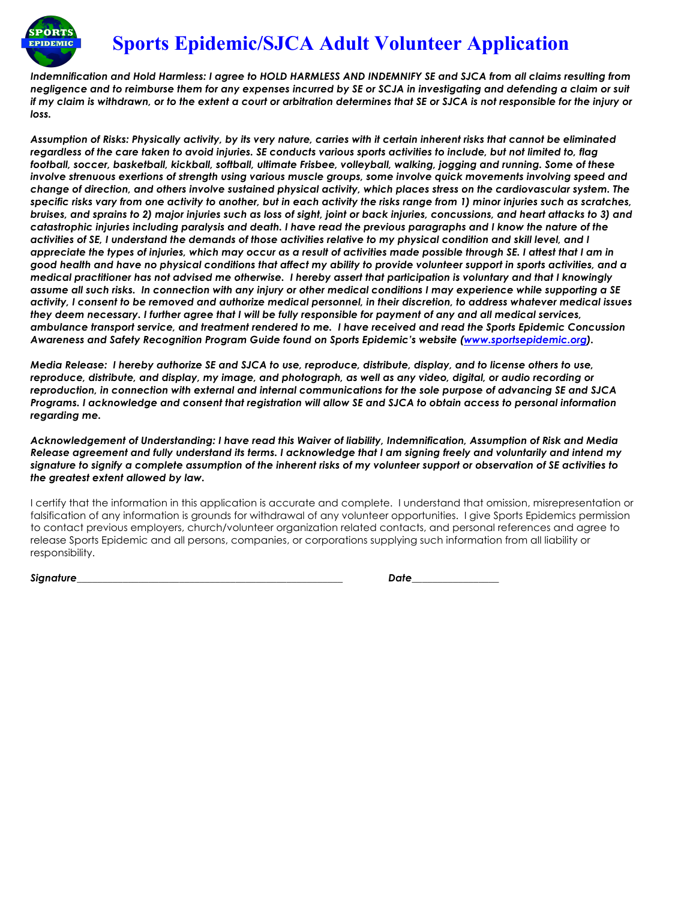# Sports Epidemic/SJCA Adult Volunteer Application

***Indemnification and Hold Harmless: I agree to HOLD HARMLESS AND INDEMNIFY SE and SJCA from all claims resulting from negligence and to reimburse them for any expenses incurred by SE or SCJA in investigating and defending a claim or suit if my claim is withdrawn, or to the extent a court or arbitration determines that SE or SJCA is not responsible for the injury or loss.***

***Assumption of Risks: Physically activity, by its very nature, carries with it certain inherent risks that cannot be eliminated regardless of the care taken to avoid injuries. SE conducts various sports activities to include, but not limited to, flag football, soccer, basketball, kickball, softball, ultimate Frisbee, volleyball, walking, jogging and running. Some of these involve strenuous exertions of strength using various muscle groups, some involve quick movements involving speed and change of direction, and others involve sustained physical activity, which places stress on the cardiovascular system. The specific risks vary from one activity to another, but in each activity the risks range from 1) minor injuries such as scratches, bruises, and sprains to 2) major injuries such as loss of sight, joint or back injuries, concussions, and heart attacks to 3) and catastrophic injuries including paralysis and death. I have read the previous paragraphs and I know the nature of the activities of SE, I understand the demands of those activities relative to my physical condition and skill level, and I appreciate the types of injuries, which may occur as a result of activities made possible through SE. I attest that I am in good health and have no physical conditions that affect my ability to provide volunteer support in sports activities, and a medical practitioner has not advised me otherwise. I hereby assert that participation is voluntary and that I knowingly assume all such risks. In connection with any injury or other medical conditions I may experience while supporting a SE activity, I consent to be removed and authorize medical personnel, in their discretion, to address whatever medical issues they deem necessary. I further agree that I will be fully responsible for payment of any and all medical services, ambulance transport service, and treatment rendered to me. I have received and read the Sports Epidemic Concussion Awareness and Safety Recognition Program Guide found on Sports Epidemic's website (www.sportsepidemic.org).***

***Media Release: I hereby authorize SE and SJCA to use, reproduce, distribute, display, and to license others to use, reproduce, distribute, and display, my image, and photograph, as well as any video, digital, or audio recording or reproduction, in connection with external and internal communications for the sole purpose of advancing SE and SJCA Programs. I acknowledge and consent that registration will allow SE and SJCA to obtain access to personal information regarding me.***

***Acknowledgement of Understanding: I have read this Waiver of liability, Indemnification, Assumption of Risk and Media Release agreement and fully understand its terms. I acknowledge that I am signing freely and voluntarily and intend my signature to signify a complete assumption of the inherent risks of my volunteer support or observation of SE activities to the greatest extent allowed by law.***

I certify that the information in this application is accurate and complete. I understand that omission, misrepresentation or falsification of any information is grounds for withdrawal of any volunteer opportunities. I give Sports Epidemics permission to contact previous employers, church/volunteer organization related contacts, and personal references and agree to release Sports Epidemic and all persons, companies, or corporations supplying such information from all liability or responsibility.

***Signature*__________________________________________________ *Date*________________**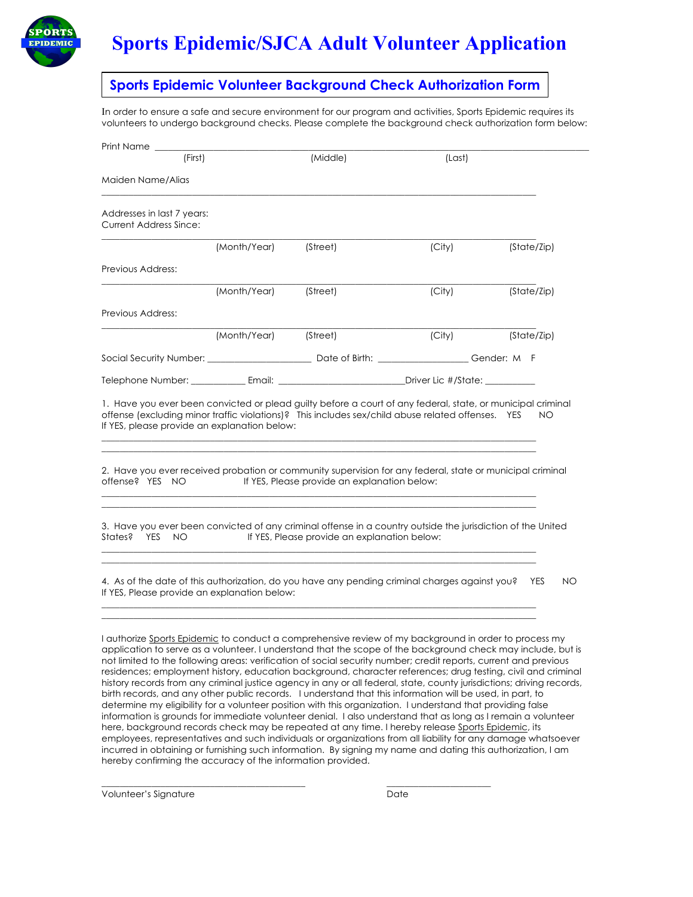# Sports Epidemic/SJCA Adult Volunteer Application

## Sports Epidemic Volunteer Background Check Authorization Form

In order to ensure a safe and secure environment for our program and activities, Sports Epidemic requires its volunteers to undergo background checks. Please complete the background check authorization form below:

Print Name ______________________________________________________________________________
(First) (Middle) (Last)

Maiden Name/Alias

_____________________________________________________________________________

Addresses in last 7 years:
Current Address Since:

_____________________________________________________________________________
(Month/Year) (Street) (City) (State/Zip)

Previous Address:

_____________________________________________________________________________
(Month/Year) (Street) (City) (State/Zip)

Previous Address:

_____________________________________________________________________________
(Month/Year) (Street) (City) (State/Zip)

Social Security Number: ______________________ Date of Birth: ___________________ Gender: M F

Telephone Number: ___________ Email: __________________________Driver Lic #/State: __________

1. Have you ever been convicted or plead guilty before a court of any federal, state, or municipal criminal offense (excluding minor traffic violations)? This includes sex/child abuse related offenses. YES NO
If YES, please provide an explanation below:

_____________________________________________________________________________
_____________________________________________________________________________

2. Have you ever received probation or community supervision for any federal, state or municipal criminal offense? YES NO If YES, Please provide an explanation below:

_____________________________________________________________________________
_____________________________________________________________________________

3. Have you ever been convicted of any criminal offense in a country outside the jurisdiction of the United States? YES NO If YES, Please provide an explanation below:

_____________________________________________________________________________
_____________________________________________________________________________

4. As of the date of this authorization, do you have any pending criminal charges against you? YES NO
If YES, Please provide an explanation below:

_____________________________________________________________________________
_____________________________________________________________________________

I authorize Sports Epidemic to conduct a comprehensive review of my background in order to process my application to serve as a volunteer. I understand that the scope of the background check may include, but is not limited to the following areas: verification of social security number; credit reports, current and previous residences; employment history, education background, character references; drug testing, civil and criminal history records from any criminal justice agency in any or all federal, state, county jurisdictions; driving records, birth records, and any other public records. I understand that this information will be used, in part, to determine my eligibility for a volunteer position with this organization. I understand that providing false information is grounds for immediate volunteer denial. I also understand that as long as I remain a volunteer here, background records check may be repeated at any time. I hereby release Sports Epidemic, its employees, representatives and such individuals or organizations from all liability for any damage whatsoever incurred in obtaining or furnishing such information. By signing my name and dating this authorization, I am hereby confirming the accuracy of the information provided.

________________________________________ ____________________
Volunteer's Signature Date